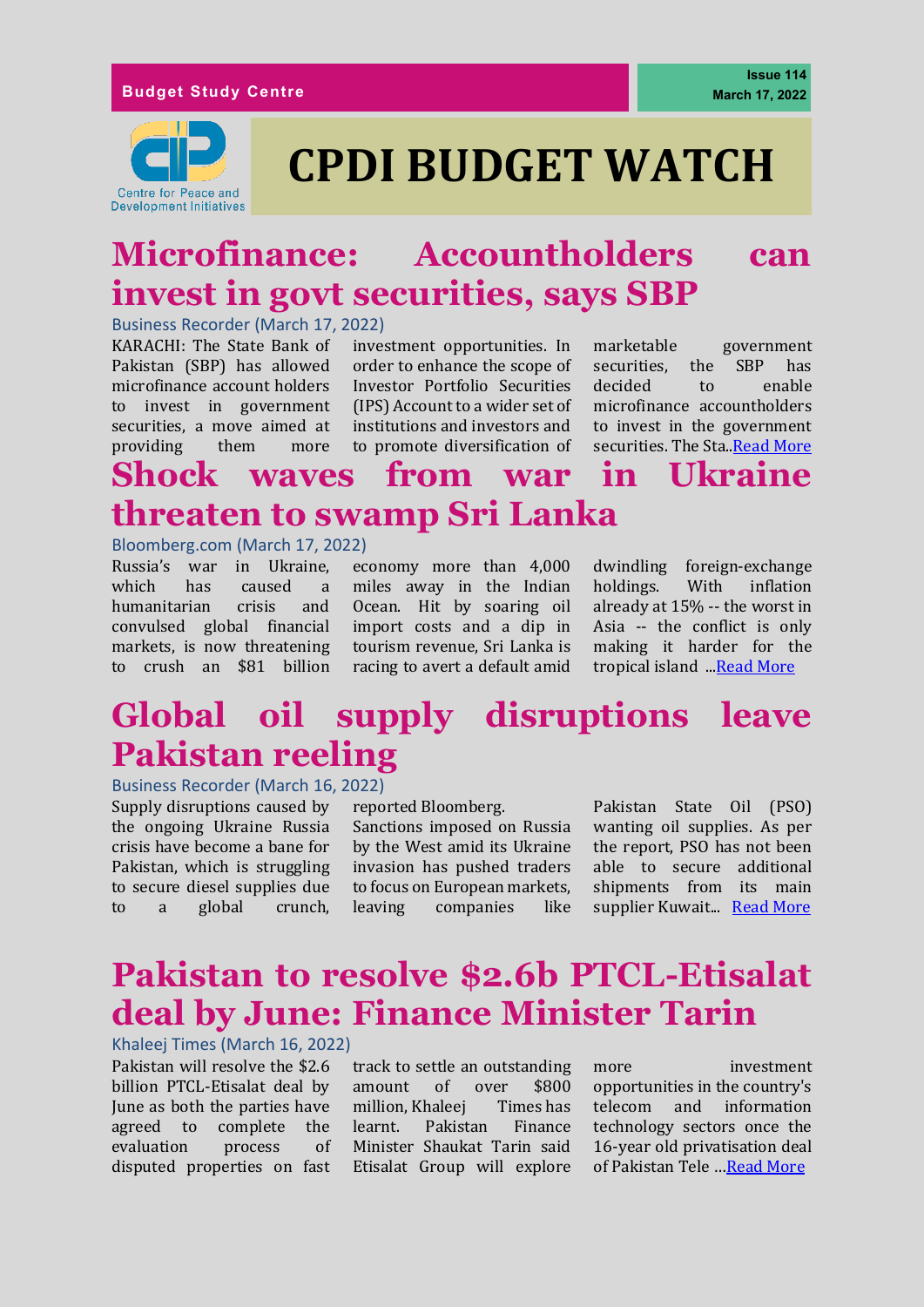Budget Study Centre

Issue 114
March 17, 2022

Centre for Peace and Development Initiatives

# CPDI BUDGET WATCH

## Microfinance: Accountholders can invest in govt securities, says SBP

Business Recorder (March 17, 2022)

KARACHI: The State Bank of Pakistan (SBP) has allowed microfinance account holders to invest in government securities, a move aimed at providing them more investment opportunities. In order to enhance the scope of Investor Portfolio Securities (IPS) Account to a wider set of institutions and investors and to promote diversification of marketable government securities, the SBP has decided to enable microfinance accountholders to invest in the government securities. The Sta..Read More

## Shock waves from war in Ukraine threaten to swamp Sri Lanka

Bloomberg.com (March 17, 2022)

Russia's war in Ukraine, which has caused a humanitarian crisis and convulsed global financial markets, is now threatening to crush an $81 billion economy more than 4,000 miles away in the Indian Ocean. Hit by soaring oil import costs and a dip in tourism revenue, Sri Lanka is racing to avert a default amid dwindling foreign-exchange holdings. With inflation already at 15% -- the worst in Asia -- the conflict is only making it harder for the tropical island ...Read More

## Global oil supply disruptions leave Pakistan reeling

Business Recorder (March 16, 2022)

Supply disruptions caused by the ongoing Ukraine Russia crisis have become a bane for Pakistan, which is struggling to secure diesel supplies due to a global crunch, reported Bloomberg.

Sanctions imposed on Russia by the West amid its Ukraine invasion has pushed traders to focus on European markets, leaving companies like Pakistan State Oil (PSO) wanting oil supplies. As per the report, PSO has not been able to secure additional shipments from its main supplier Kuwait... Read More

## Pakistan to resolve $2.6b PTCL-Etisalat deal by June: Finance Minister Tarin

Khaleej Times (March 16, 2022)

Pakistan will resolve the $2.6 billion PTCL-Etisalat deal by June as both the parties have agreed to complete the evaluation process of disputed properties on fast track to settle an outstanding amount of over $800 million, Khaleej Times has learnt. Pakistan Finance Minister Shaukat Tarin said Etisalat Group will explore more investment opportunities in the country's telecom and information technology sectors once the 16-year old privatisation deal of Pakistan Tele ...Read More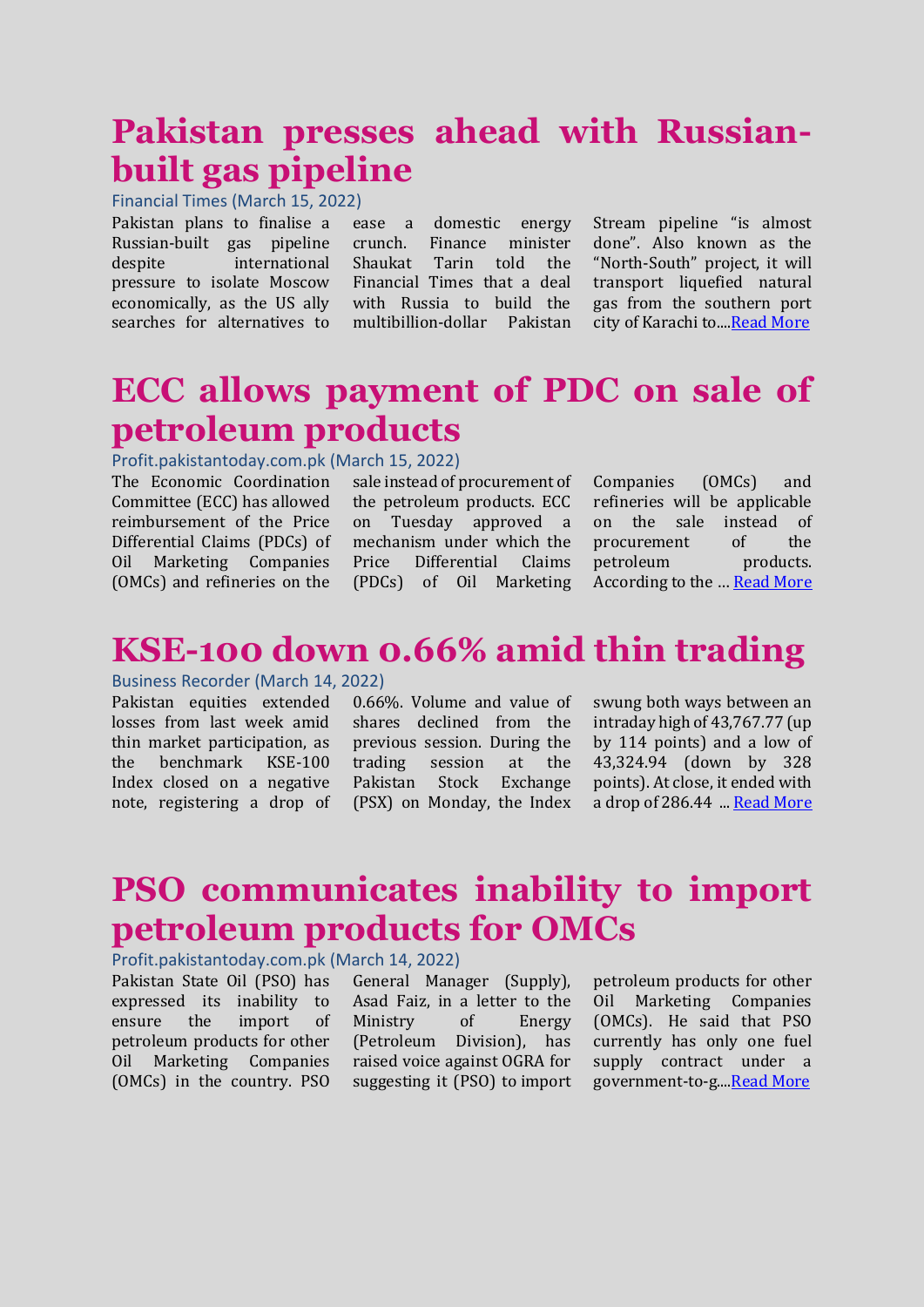# Pakistan presses ahead with Russian-built gas pipeline

Financial Times (March 15, 2022)

Pakistan plans to finalise a Russian-built gas pipeline despite international pressure to isolate Moscow economically, as the US ally searches for alternatives to ease a domestic energy crunch. Finance minister Shaukat Tarin told the Financial Times that a deal with Russia to build the multibillion-dollar Pakistan Stream pipeline "is almost done". Also known as the "North-South" project, it will transport liquefied natural gas from the southern port city of Karachi to....Read More

# ECC allows payment of PDC on sale of petroleum products

Profit.pakistantoday.com.pk (March 15, 2022)

The Economic Coordination Committee (ECC) has allowed reimbursement of the Price Differential Claims (PDCs) of Oil Marketing Companies (OMCs) and refineries on the sale instead of procurement of the petroleum products. ECC on Tuesday approved a mechanism under which the Price Differential Claims (PDCs) of Oil Marketing Companies (OMCs) and refineries will be applicable on the sale instead of procurement of the petroleum products. According to the … Read More

# KSE-100 down 0.66% amid thin trading

Business Recorder (March 14, 2022)

Pakistan equities extended losses from last week amid thin market participation, as the benchmark KSE-100 Index closed on a negative note, registering a drop of 0.66%. Volume and value of shares declined from the previous session. During the trading session at the Pakistan Stock Exchange (PSX) on Monday, the Index swung both ways between an intraday high of 43,767.77 (up by 114 points) and a low of 43,324.94 (down by 328 points). At close, it ended with a drop of 286.44 … Read More

# PSO communicates inability to import petroleum products for OMCs

Profit.pakistantoday.com.pk (March 14, 2022)

Pakistan State Oil (PSO) has expressed its inability to ensure the import of petroleum products for other Oil Marketing Companies (OMCs) in the country. PSO General Manager (Supply), Asad Faiz, in a letter to the Ministry of Energy (Petroleum Division), has raised voice against OGRA for suggesting it (PSO) to import petroleum products for other Oil Marketing Companies (OMCs). He said that PSO currently has only one fuel supply contract under a government-to-g....Read More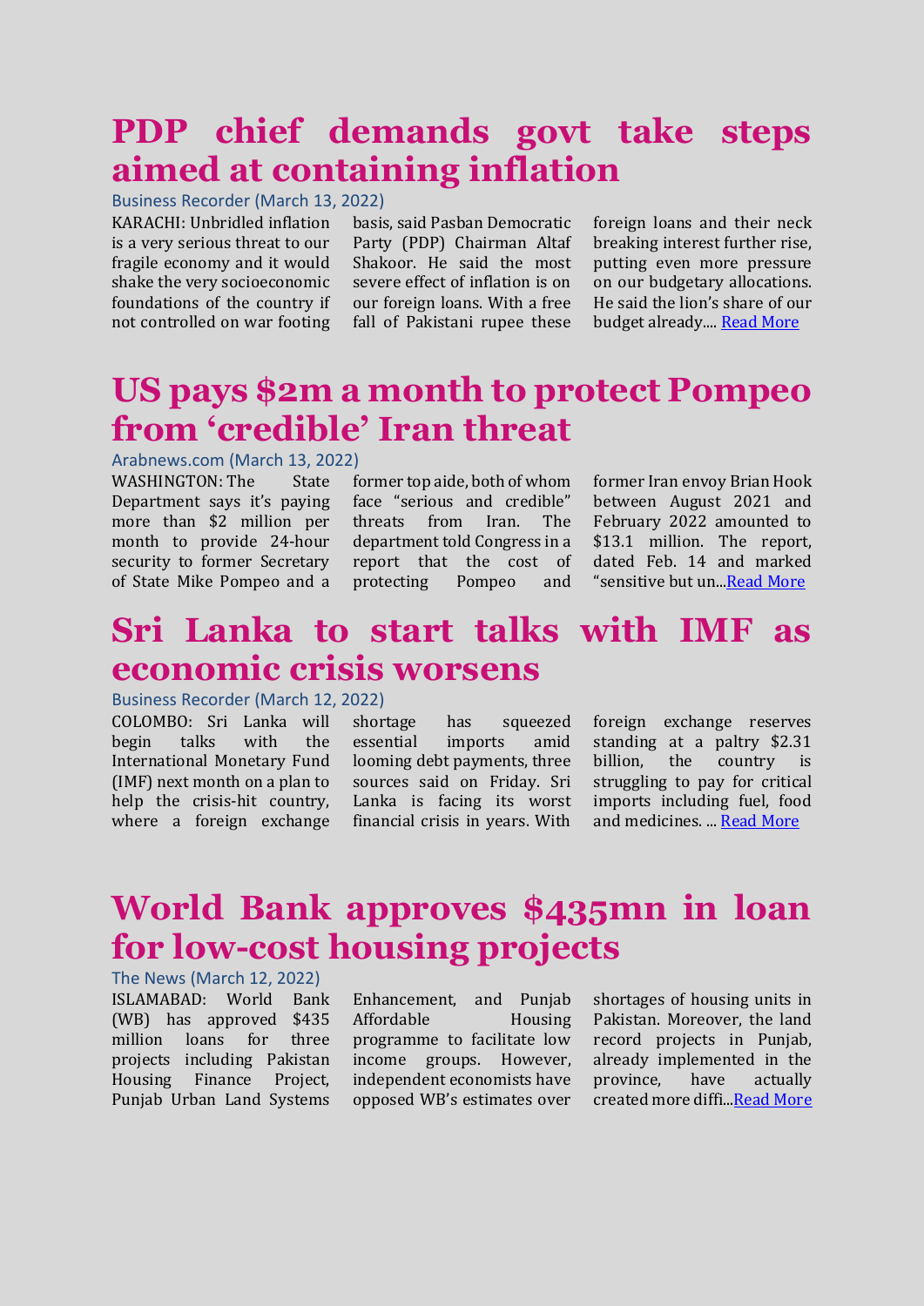# PDP chief demands govt take steps aimed at containing inflation

Business Recorder (March 13, 2022)

KARACHI: Unbridled inflation is a very serious threat to our fragile economy and it would shake the very socioeconomic foundations of the country if not controlled on war footing basis, said Pasban Democratic Party (PDP) Chairman Altaf Shakoor. He said the most severe effect of inflation is on our foreign loans. With a free fall of Pakistani rupee these foreign loans and their neck breaking interest further rise, putting even more pressure on our budgetary allocations. He said the lion's share of our budget already.... Read More

# US pays $2m a month to protect Pompeo from 'credible' Iran threat

Arabnews.com (March 13, 2022)

WASHINGTON: The State Department says it's paying more than $2 million per month to provide 24-hour security to former Secretary of State Mike Pompeo and a former top aide, both of whom face "serious and credible" threats from Iran. The department told Congress in a report that the cost of protecting Pompeo and former Iran envoy Brian Hook between August 2021 and February 2022 amounted to $13.1 million. The report, dated Feb. 14 and marked "sensitive but un...Read More

# Sri Lanka to start talks with IMF as economic crisis worsens

Business Recorder (March 12, 2022)

COLOMBO: Sri Lanka will begin talks with the International Monetary Fund (IMF) next month on a plan to help the crisis-hit country, where a foreign exchange shortage has squeezed essential imports amid looming debt payments, three sources said on Friday. Sri Lanka is facing its worst financial crisis in years. With foreign exchange reserves standing at a paltry $2.31 billion, the country is struggling to pay for critical imports including fuel, food and medicines. ... Read More

# World Bank approves $435mn in loan for low-cost housing projects

The News (March 12, 2022)

ISLAMABAD: World Bank (WB) has approved $435 million loans for three projects including Pakistan Housing Finance Project, Punjab Urban Land Systems Enhancement, and Punjab Affordable Housing programme to facilitate low income groups. However, independent economists have opposed WB's estimates over shortages of housing units in Pakistan. Moreover, the land record projects in Punjab, already implemented in the province, have actually created more diffi...Read More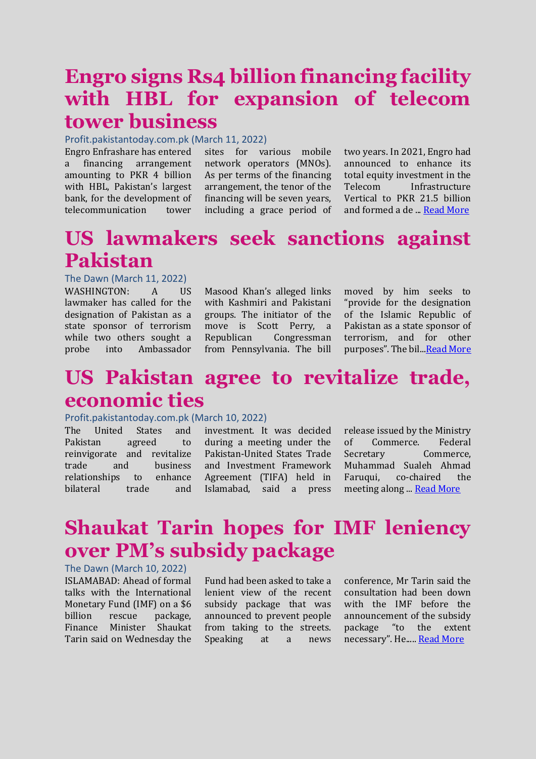# Engro signs Rs4 billion financing facility with HBL for expansion of telecom tower business

Profit.pakistantoday.com.pk (March 11, 2022)

Engro Enfrashare has entered a financing arrangement amounting to PKR 4 billion with HBL, Pakistan's largest bank, for the development of telecommunication tower sites for various mobile network operators (MNOs). As per terms of the financing arrangement, the tenor of the financing will be seven years, including a grace period of two years. In 2021, Engro had announced to enhance its total equity investment in the Telecom Infrastructure Vertical to PKR 21.5 billion and formed a de ... Read More

# US lawmakers seek sanctions against Pakistan

The Dawn (March 11, 2022)

WASHINGTON: A US lawmaker has called for the designation of Pakistan as a state sponsor of terrorism while two others sought a probe into Ambassador Masood Khan's alleged links with Kashmiri and Pakistani groups. The initiator of the move is Scott Perry, a Republican Congressman from Pennsylvania. The bill moved by him seeks to "provide for the designation of the Islamic Republic of Pakistan as a state sponsor of terrorism, and for other purposes". The bil...Read More

# US Pakistan agree to revitalize trade, economic ties

Profit.pakistantoday.com.pk (March 10, 2022)

The United States and Pakistan agreed to reinvigorate and revitalize trade and business relationships to enhance bilateral trade and investment. It was decided during a meeting under the Pakistan-United States Trade and Investment Framework Agreement (TIFA) held in Islamabad, said a press release issued by the Ministry of Commerce. Federal Secretary Commerce, Muhammad Sualeh Ahmad Faruqui, co-chaired the meeting along ... Read More

# Shaukat Tarin hopes for IMF leniency over PM's subsidy package

The Dawn (March 10, 2022)

ISLAMABAD: Ahead of formal talks with the International Monetary Fund (IMF) on a $6 billion rescue package, Finance Minister Shaukat Tarin said on Wednesday the Fund had been asked to take a lenient view of the recent subsidy package that was announced to prevent people from taking to the streets. Speaking at a news conference, Mr Tarin said the consultation had been down with the IMF before the announcement of the subsidy package "to the extent necessary". He..... Read More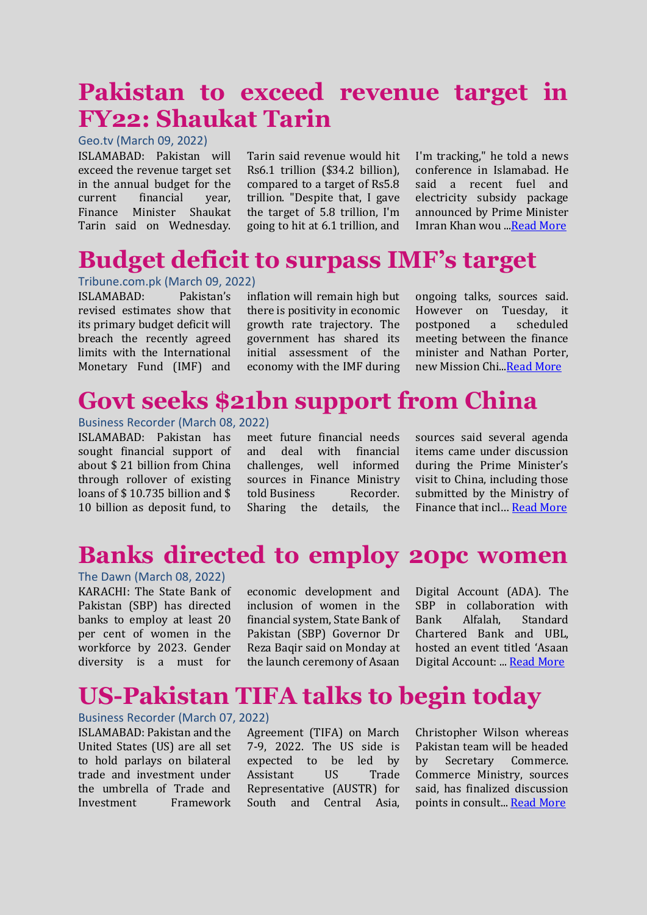# Pakistan to exceed revenue target in FY22: Shaukat Tarin

Geo.tv (March 09, 2022)

ISLAMABAD: Pakistan will exceed the revenue target set in the annual budget for the current financial year, Finance Minister Shaukat Tarin said on Wednesday. Tarin said revenue would hit Rs6.1 trillion ($34.2 billion), compared to a target of Rs5.8 trillion. "Despite that, I gave the target of 5.8 trillion, I'm going to hit at 6.1 trillion, and I'm tracking," he told a news conference in Islamabad. He said a recent fuel and electricity subsidy package announced by Prime Minister Imran Khan wou ...Read More

# Budget deficit to surpass IMF's target

Tribune.com.pk (March 09, 2022)

ISLAMABAD: Pakistan's revised estimates show that its primary budget deficit will breach the recently agreed limits with the International Monetary Fund (IMF) and inflation will remain high but there is positivity in economic growth rate trajectory. The government has shared its initial assessment of the economy with the IMF during ongoing talks, sources said. However on Tuesday, it postponed a scheduled meeting between the finance minister and Nathan Porter, new Mission Chi...Read More

# Govt seeks $21bn support from China

Business Recorder (March 08, 2022)

ISLAMABAD: Pakistan has sought financial support of about $ 21 billion from China through rollover of existing loans of $ 10.735 billion and $ 10 billion as deposit fund, to meet future financial needs and deal with financial challenges, well informed sources in Finance Ministry told Business Recorder. Sharing the details, the sources said several agenda items came under discussion during the Prime Minister's visit to China, including those submitted by the Ministry of Finance that incl... Read More

# Banks directed to employ 20pc women

The Dawn (March 08, 2022)

KARACHI: The State Bank of Pakistan (SBP) has directed banks to employ at least 20 per cent of women in the workforce by 2023. Gender diversity is a must for economic development and inclusion of women in the financial system, State Bank of Pakistan (SBP) Governor Dr Reza Baqir said on Monday at the launch ceremony of Asaan Digital Account (ADA). The SBP in collaboration with Bank Alfalah, Standard Chartered Bank and UBL, hosted an event titled 'Asaan Digital Account: ... Read More

# US-Pakistan TIFA talks to begin today

Business Recorder (March 07, 2022)

ISLAMABAD: Pakistan and the United States (US) are all set to hold parlays on bilateral trade and investment under the umbrella of Trade and Investment Framework Agreement (TIFA) on March 7-9, 2022. The US side is expected to be led by Assistant US Trade Representative (AUSTR) for South and Central Asia, Christopher Wilson whereas Pakistan team will be headed by Secretary Commerce. Commerce Ministry, sources said, has finalized discussion points in consult... Read More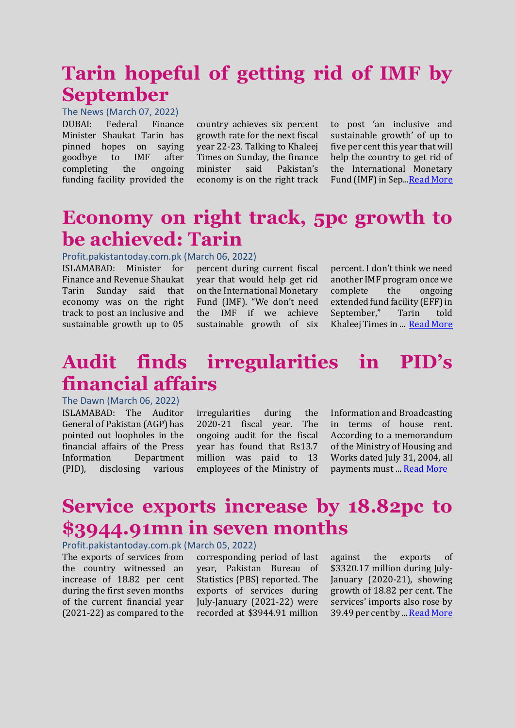# Tarin hopeful of getting rid of IMF by September

The News (March 07, 2022)

DUBAI: Federal Finance Minister Shaukat Tarin has pinned hopes on saying goodbye to IMF after completing the ongoing funding facility provided the country achieves six percent growth rate for the next fiscal year 22-23. Talking to Khaleej Times on Sunday, the finance minister said Pakistan's economy is on the right track to post 'an inclusive and sustainable growth' of up to five per cent this year that will help the country to get rid of the International Monetary Fund (IMF) in Sep...Read More

# Economy on right track, 5pc growth to be achieved: Tarin

Profit.pakistantoday.com.pk (March 06, 2022)

ISLAMABAD: Minister for Finance and Revenue Shaukat Tarin Sunday said that economy was on the right track to post an inclusive and sustainable growth up to 05 percent during current fiscal year that would help get rid on the International Monetary Fund (IMF). "We don't need the IMF if we achieve sustainable growth of six percent. I don't think we need another IMF program once we complete the ongoing extended fund facility (EFF) in September," Tarin told Khaleej Times in ... Read More

# Audit finds irregularities in PID's financial affairs

The Dawn (March 06, 2022)

ISLAMABAD: The Auditor General of Pakistan (AGP) has pointed out loopholes in the financial affairs of the Press Information Department (PID), disclosing various irregularities during the 2020-21 fiscal year. The ongoing audit for the fiscal year has found that Rs13.7 million was paid to 13 employees of the Ministry of Information and Broadcasting in terms of house rent. According to a memorandum of the Ministry of Housing and Works dated July 31, 2004, all payments must ... Read More

# Service exports increase by 18.82pc to $3944.91mn in seven months

Profit.pakistantoday.com.pk (March 05, 2022)

The exports of services from the country witnessed an increase of 18.82 per cent during the first seven months of the current financial year (2021-22) as compared to the corresponding period of last year, Pakistan Bureau of Statistics (PBS) reported. The exports of services during July-January (2021-22) were recorded at $3944.91 million against the exports of $3320.17 million during July-January (2020-21), showing growth of 18.82 per cent. The services' imports also rose by 39.49 per cent by ... Read More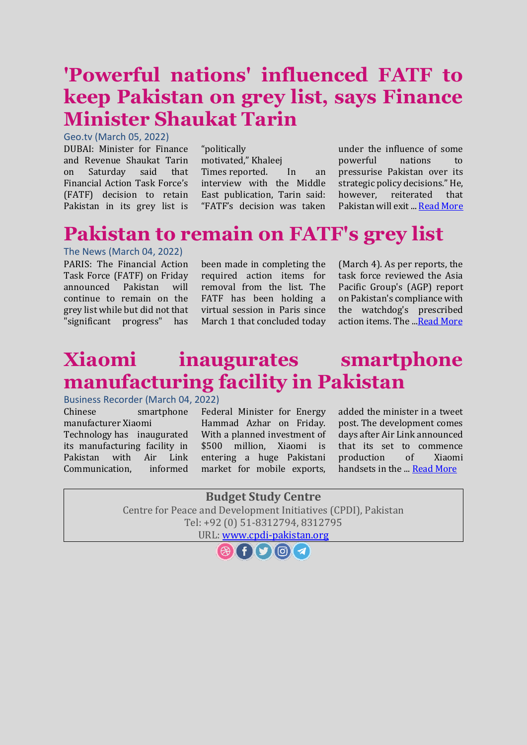# 'Powerful nations' influenced FATF to keep Pakistan on grey list, says Finance Minister Shaukat Tarin

Geo.tv (March 05, 2022)

DUBAI: Minister for Finance and Revenue Shaukat Tarin on Saturday said that Financial Action Task Force's (FATF) decision to retain Pakistan in its grey list is "politically motivated," Khaleej Times reported. In an interview with the Middle East publication, Tarin said: "FATF's decision was taken under the influence of some powerful nations to pressurise Pakistan over its strategic policy decisions." He, however, reiterated that Pakistan will exit ... Read More

# Pakistan to remain on FATF's grey list

The News (March 04, 2022)

PARIS: The Financial Action Task Force (FATF) on Friday announced Pakistan will continue to remain on the grey list while but did not that "significant progress" has been made in completing the required action items for removal from the list. The FATF has been holding a virtual session in Paris since March 1 that concluded today (March 4). As per reports, the task force reviewed the Asia Pacific Group's (AGP) report on Pakistan's compliance with the watchdog's prescribed action items. The ...Read More

# Xiaomi inaugurates smartphone manufacturing facility in Pakistan

Business Recorder (March 04, 2022)

Chinese smartphone manufacturer Xiaomi Technology has inaugurated its manufacturing facility in Pakistan with Air Link Communication, informed Federal Minister for Energy Hammad Azhar on Friday. With a planned investment of $500 million, Xiaomi is entering a huge Pakistani market for mobile exports, added the minister in a tweet post. The development comes days after Air Link announced that its set to commence production of Xiaomi handsets in the ... Read More

**Budget Study Centre**

Centre for Peace and Development Initiatives (CPDI), Pakistan

Tel: +92 (0) 51-8312794, 8312795

URL: www.cpdi-pakistan.org